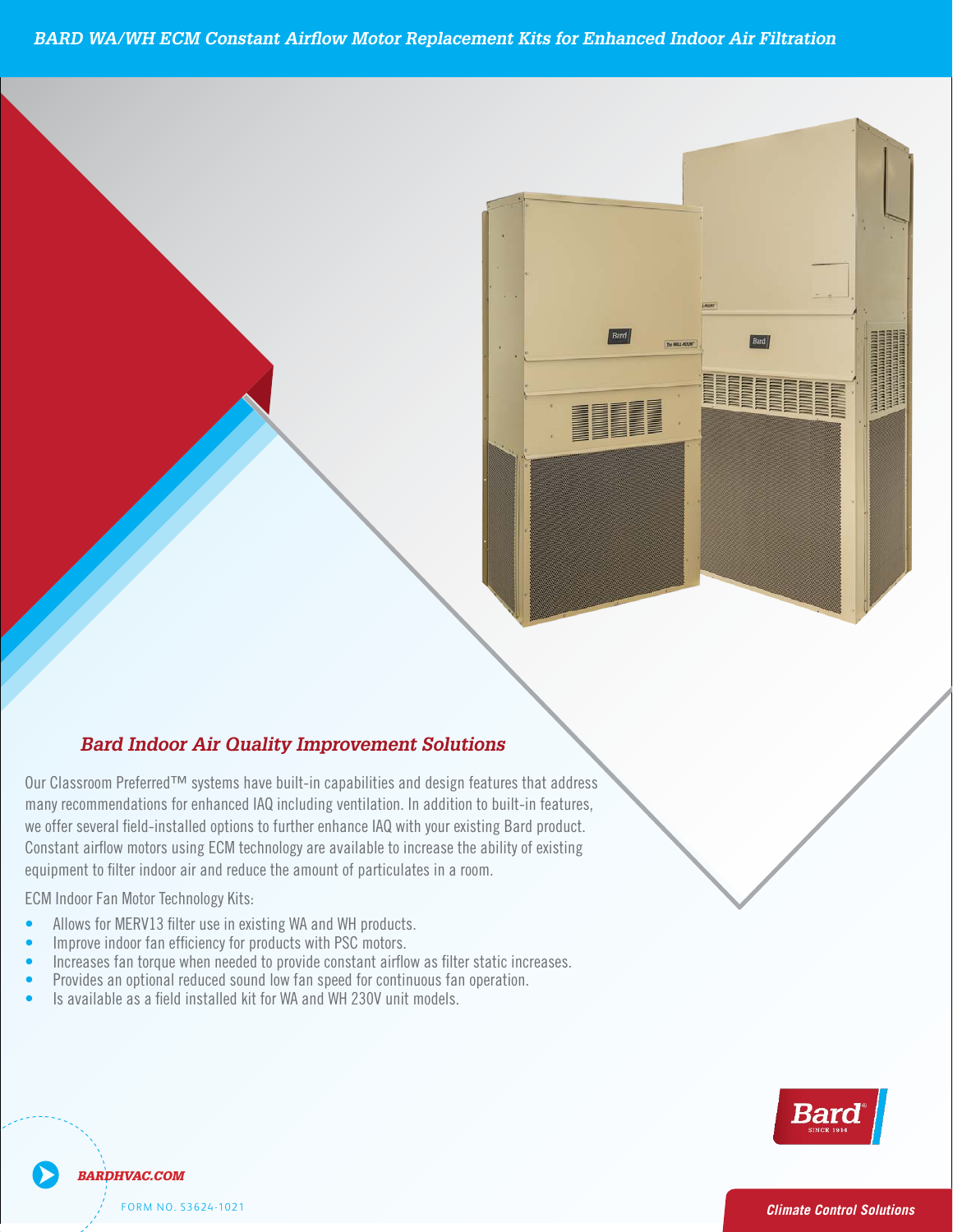# BARD WA/WH ECM Constant Airflow Motor Replacement Kits for Enhanced Indoor Air Filtration

## Bard Indoor Air Quality Improvement Solutions

Our Classroom Preferred™ systems have built-in capabilities and design features that address many recommendations for enhanced IAQ including ventilation. In addition to built-in features, we offer several field-installed options to further enhance IAQ with your existing Bard product. Constant airflow motors using ECM technology are available to increase the ability of existing equipment to filter indoor air and reduce the amount of particulates in a room.

ECM Indoor Fan Motor Technology Kits:

- Allows for MERV13 filter use in existing WA and WH products.
- Improve indoor fan efficiency for products with PSC motors.
- Increases fan torque when needed to provide constant airflow as filter static increases.
- Provides an optional reduced sound low fan speed for continuous fan operation.
- Is available as a field installed kit for WA and WH 230V unit models.

BARDHVAC.COM

FORM NO. S3624-1021

Climate Control Solutions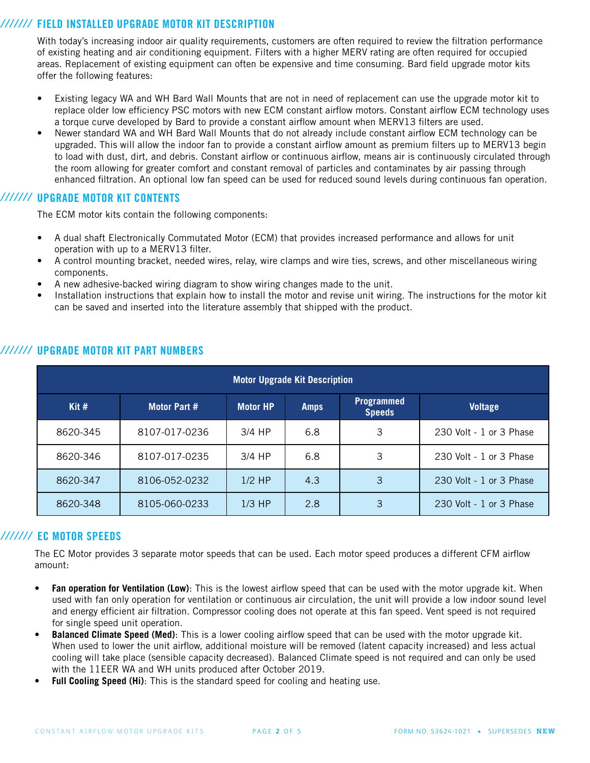## FIELD INSTALLED UPGRADE MOTOR KIT DESCRIPTION

With today's increasing indoor air quality requirements, customers are often required to review the filtration performance of existing heating and air conditioning equipment. Filters with a higher MERV rating are often required for occupied areas. Replacement of existing equipment can often be expensive and time consuming. Bard field upgrade motor kits offer the following features:

- Existing legacy WA and WH Bard Wall Mounts that are not in need of replacement can use the upgrade motor kit to replace older low efficiency PSC motors with new ECM constant airflow motors. Constant airflow ECM technology uses a torque curve developed by Bard to provide a constant airflow amount when MERV13 filters are used.
- Newer standard WA and WH Bard Wall Mounts that do not already include constant airflow ECM technology can be upgraded. This will allow the indoor fan to provide a constant airflow amount as premium filters up to MERV13 begin to load with dust, dirt, and debris. Constant airflow or continuous airflow, means air is continuously circulated through the room allowing for greater comfort and constant removal of particles and contaminates by air passing through enhanced filtration. An optional low fan speed can be used for reduced sound levels during continuous fan operation.

## UPGRADE MOTOR KIT CONTENTS

The ECM motor kits contain the following components:

- A dual shaft Electronically Commutated Motor (ECM) that provides increased performance and allows for unit operation with up to a MERV13 filter.
- A control mounting bracket, needed wires, relay, wire clamps and wire ties, screws, and other miscellaneous wiring components.
- A new adhesive-backed wiring diagram to show wiring changes made to the unit.
- Installation instructions that explain how to install the motor and revise unit wiring. The instructions for the motor kit can be saved and inserted into the literature assembly that shipped with the product.

## UPGRADE MOTOR KIT PART NUMBERS

| Motor Upgrade Kit Description | | | | | |
|---|---|---|---|---|---|
| **Kit #** | **Motor Part #** | **Motor HP** | **Amps** | **Programmed Speeds** | **Voltage** |
| 8620-345 | 8107-017-0236 | 3/4 HP | 6.8 | 3 | 230 Volt - 1 or 3 Phase |
| 8620-346 | 8107-017-0235 | 3/4 HP | 6.8 | 3 | 230 Volt - 1 or 3 Phase |
| 8620-347 | 8106-052-0232 | 1/2 HP | 4.3 | 3 | 230 Volt - 1 or 3 Phase |
| 8620-348 | 8105-060-0233 | 1/3 HP | 2.8 | 3 | 230 Volt - 1 or 3 Phase |

## EC MOTOR SPEEDS

The EC Motor provides 3 separate motor speeds that can be used. Each motor speed produces a different CFM airflow amount:

- **Fan operation for Ventilation (Low)**: This is the lowest airflow speed that can be used with the motor upgrade kit. When used with fan only operation for ventilation or continuous air circulation, the unit will provide a low indoor sound level and energy efficient air filtration. Compressor cooling does not operate at this fan speed. Vent speed is not required for single speed unit operation.
- **Balanced Climate Speed (Med)**: This is a lower cooling airflow speed that can be used with the motor upgrade kit. When used to lower the unit airflow, additional moisture will be removed (latent capacity increased) and less actual cooling will take place (sensible capacity decreased). Balanced Climate speed is not required and can only be used with the 11EER WA and WH units produced after October 2019.
- **Full Cooling Speed (Hi)**: This is the standard speed for cooling and heating use.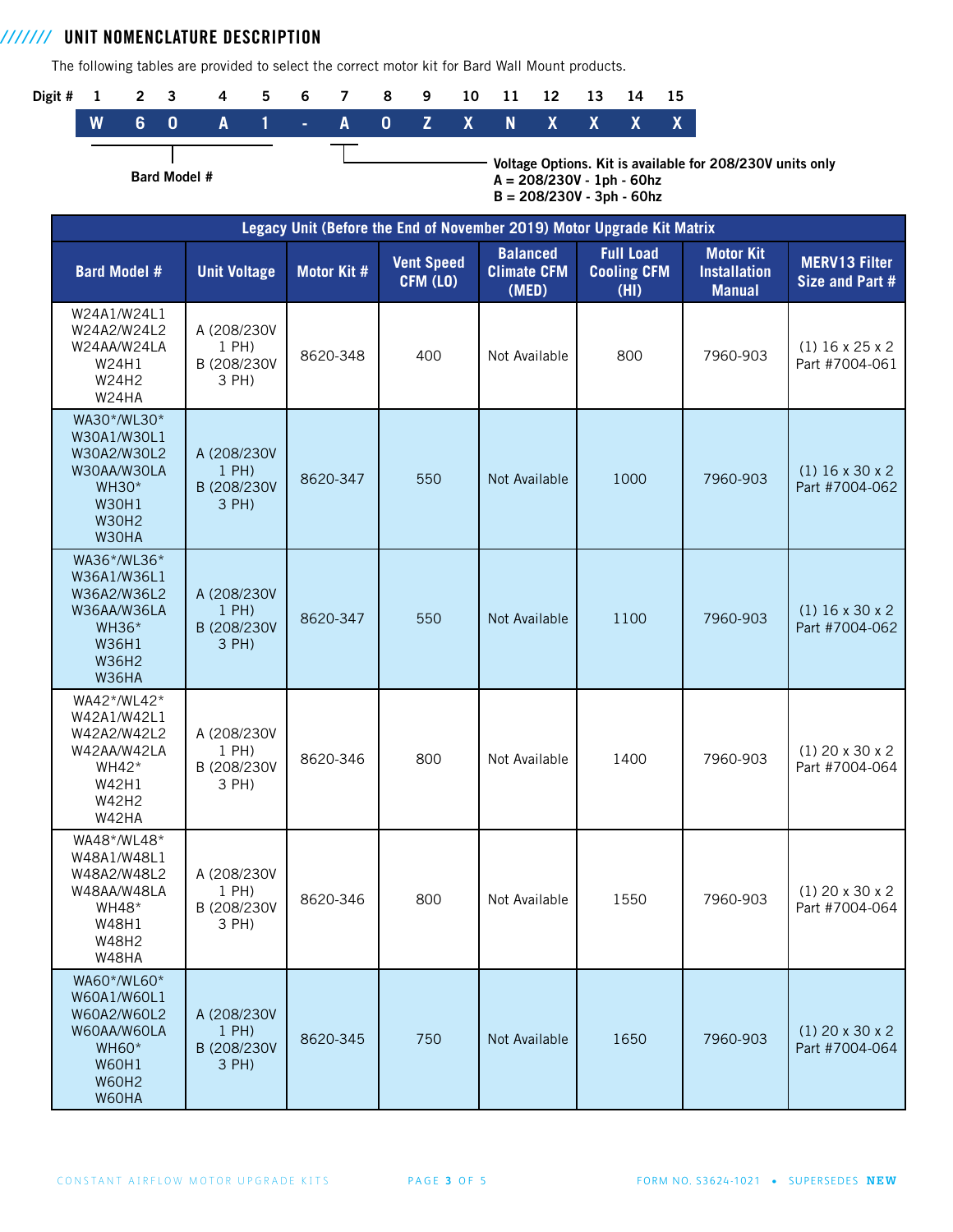## UNIT NOMENCLATURE DESCRIPTION

The following tables are provided to select the correct motor kit for Bard Wall Mount products.

| Digit # | 1 | 2 | 3 | 4 | 5 | 6 | 7 | 8 | 9 | 10 | 11 | 12 | 13 | 14 | 15 |
|---|---|---|---|---|---|---|---|---|---|---|---|---|---|---|---|
| | W | 6 | 0 | A | 1 | - | A | 0 | Z | X | N | X | X | X | X |

Digits 1–5: **Bard Model #**

Digit 7: **Voltage Options. Kit is available for 208/230V units only**
**A = 208/230V - 1ph - 60hz**
**B = 208/230V - 3ph - 60hz**

| Legacy Unit (Before the End of November 2019) Motor Upgrade Kit Matrix | | | | | | | |
|---|---|---|---|---|---|---|---|
| **Bard Model #** | **Unit Voltage** | **Motor Kit #** | **Vent Speed CFM (LO)** | **Balanced Climate CFM (MED)** | **Full Load Cooling CFM (HI)** | **Motor Kit Installation Manual** | **MERV13 Filter Size and Part #** |
| W24A1/W24L1 W24A2/W24L2 W24AA/W24LA W24H1 W24H2 W24HA | A (208/230V 1 PH) B (208/230V 3 PH) | 8620-348 | 400 | Not Available | 800 | 7960-903 | (1) 16 x 25 x 2 Part #7004-061 |
| WA30*/WL30* W30A1/W30L1 W30A2/W30L2 W30AA/W30LA WH30* W30H1 W30H2 W30HA | A (208/230V 1 PH) B (208/230V 3 PH) | 8620-347 | 550 | Not Available | 1000 | 7960-903 | (1) 16 x 30 x 2 Part #7004-062 |
| WA36*/WL36* W36A1/W36L1 W36A2/W36L2 W36AA/W36LA WH36* W36H1 W36H2 W36HA | A (208/230V 1 PH) B (208/230V 3 PH) | 8620-347 | 550 | Not Available | 1100 | 7960-903 | (1) 16 x 30 x 2 Part #7004-062 |
| WA42*/WL42* W42A1/W42L1 W42A2/W42L2 W42AA/W42LA WH42* W42H1 W42H2 W42HA | A (208/230V 1 PH) B (208/230V 3 PH) | 8620-346 | 800 | Not Available | 1400 | 7960-903 | (1) 20 x 30 x 2 Part #7004-064 |
| WA48*/WL48* W48A1/W48L1 W48A2/W48L2 W48AA/W48LA WH48* W48H1 W48H2 W48HA | A (208/230V 1 PH) B (208/230V 3 PH) | 8620-346 | 800 | Not Available | 1550 | 7960-903 | (1) 20 x 30 x 2 Part #7004-064 |
| WA60*/WL60* W60A1/W60L1 W60A2/W60L2 W60AA/W60LA WH60* W60H1 W60H2 W60HA | A (208/230V 1 PH) B (208/230V 3 PH) | 8620-345 | 750 | Not Available | 1650 | 7960-903 | (1) 20 x 30 x 2 Part #7004-064 |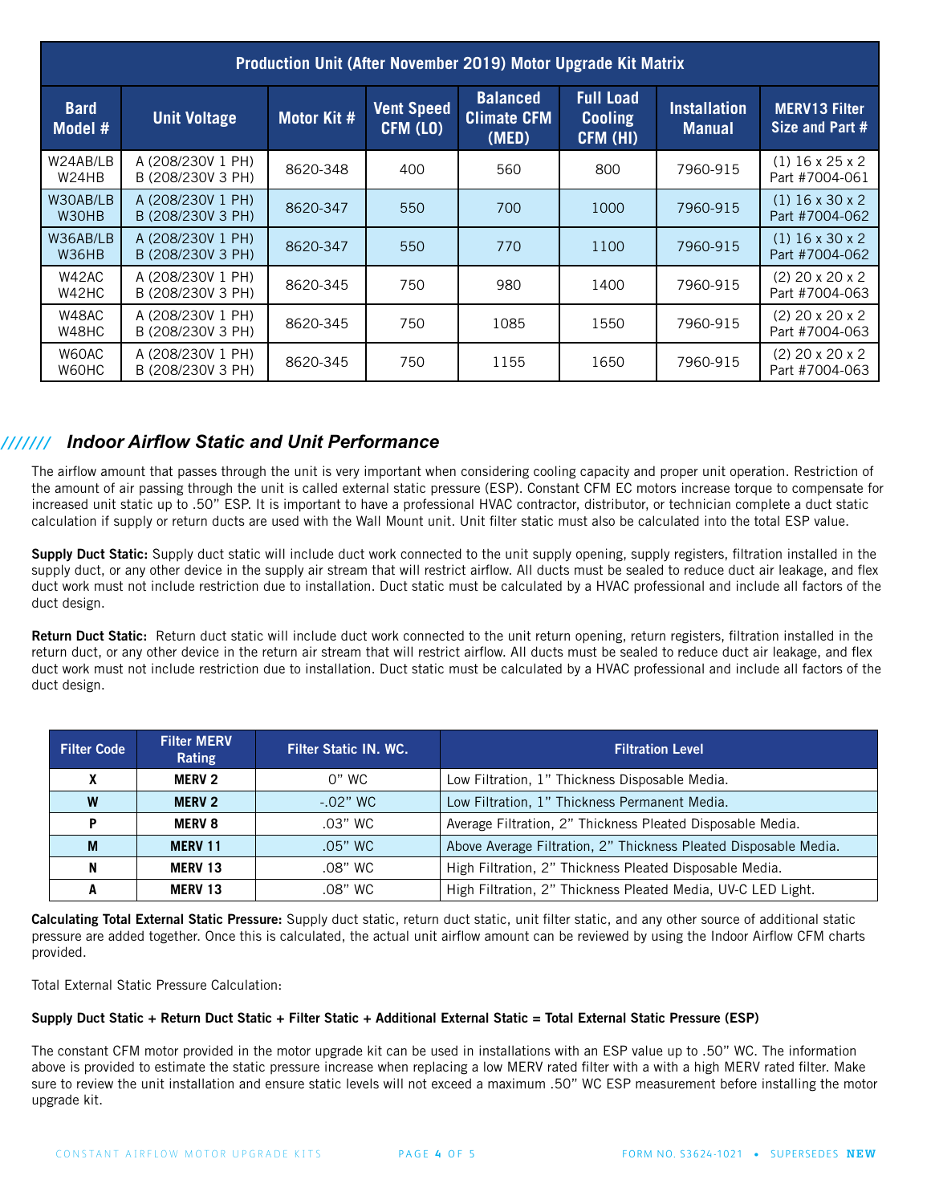| Production Unit (After November 2019) Motor Upgrade Kit Matrix | | | | | | | |
|---|---|---|---|---|---|---|---|
| Bard Model # | Unit Voltage | Motor Kit # | Vent Speed CFM (LO) | Balanced Climate CFM (MED) | Full Load Cooling CFM (HI) | Installation Manual | MERV13 Filter Size and Part # |
| W24AB/LB W24HB | A (208/230V 1 PH) B (208/230V 3 PH) | 8620-348 | 400 | 560 | 800 | 7960-915 | (1) 16 x 25 x 2 Part #7004-061 |
| W30AB/LB W30HB | A (208/230V 1 PH) B (208/230V 3 PH) | 8620-347 | 550 | 700 | 1000 | 7960-915 | (1) 16 x 30 x 2 Part #7004-062 |
| W36AB/LB W36HB | A (208/230V 1 PH) B (208/230V 3 PH) | 8620-347 | 550 | 770 | 1100 | 7960-915 | (1) 16 x 30 x 2 Part #7004-062 |
| W42AC W42HC | A (208/230V 1 PH) B (208/230V 3 PH) | 8620-345 | 750 | 980 | 1400 | 7960-915 | (2) 20 x 20 x 2 Part #7004-063 |
| W48AC W48HC | A (208/230V 1 PH) B (208/230V 3 PH) | 8620-345 | 750 | 1085 | 1550 | 7960-915 | (2) 20 x 20 x 2 Part #7004-063 |
| W60AC W60HC | A (208/230V 1 PH) B (208/230V 3 PH) | 8620-345 | 750 | 1155 | 1650 | 7960-915 | (2) 20 x 20 x 2 Part #7004-063 |

## *Indoor Airflow Static and Unit Performance*

The airflow amount that passes through the unit is very important when considering cooling capacity and proper unit operation. Restriction of the amount of air passing through the unit is called external static pressure (ESP). Constant CFM EC motors increase torque to compensate for increased unit static up to .50" ESP. It is important to have a professional HVAC contractor, distributor, or technician complete a duct static calculation if supply or return ducts are used with the Wall Mount unit. Unit filter static must also be calculated into the total ESP value.

**Supply Duct Static:** Supply duct static will include duct work connected to the unit supply opening, supply registers, filtration installed in the supply duct, or any other device in the supply air stream that will restrict airflow. All ducts must be sealed to reduce duct air leakage, and flex duct work must not include restriction due to installation. Duct static must be calculated by a HVAC professional and include all factors of the duct design.

**Return Duct Static:** Return duct static will include duct work connected to the unit return opening, return registers, filtration installed in the return duct, or any other device in the return air stream that will restrict airflow. All ducts must be sealed to reduce duct air leakage, and flex duct work must not include restriction due to installation. Duct static must be calculated by a HVAC professional and include all factors of the duct design.

| Filter Code | Filter MERV Rating | Filter Static IN. WC. | Filtration Level |
|---|---|---|---|
| **X** | **MERV 2** | 0" WC | Low Filtration, 1" Thickness Disposable Media. |
| **W** | **MERV 2** | -.02" WC | Low Filtration, 1" Thickness Permanent Media. |
| **P** | **MERV 8** | .03" WC | Average Filtration, 2" Thickness Pleated Disposable Media. |
| **M** | **MERV 11** | .05" WC | Above Average Filtration, 2" Thickness Pleated Disposable Media. |
| **N** | **MERV 13** | .08" WC | High Filtration, 2" Thickness Pleated Disposable Media. |
| **A** | **MERV 13** | .08" WC | High Filtration, 2" Thickness Pleated Media, UV-C LED Light. |

**Calculating Total External Static Pressure:** Supply duct static, return duct static, unit filter static, and any other source of additional static pressure are added together. Once this is calculated, the actual unit airflow amount can be reviewed by using the Indoor Airflow CFM charts provided.

Total External Static Pressure Calculation:

**Supply Duct Static + Return Duct Static + Filter Static + Additional External Static = Total External Static Pressure (ESP)**

The constant CFM motor provided in the motor upgrade kit can be used in installations with an ESP value up to .50" WC. The information above is provided to estimate the static pressure increase when replacing a low MERV rated filter with a with a high MERV rated filter. Make sure to review the unit installation and ensure static levels will not exceed a maximum .50" WC ESP measurement before installing the motor upgrade kit.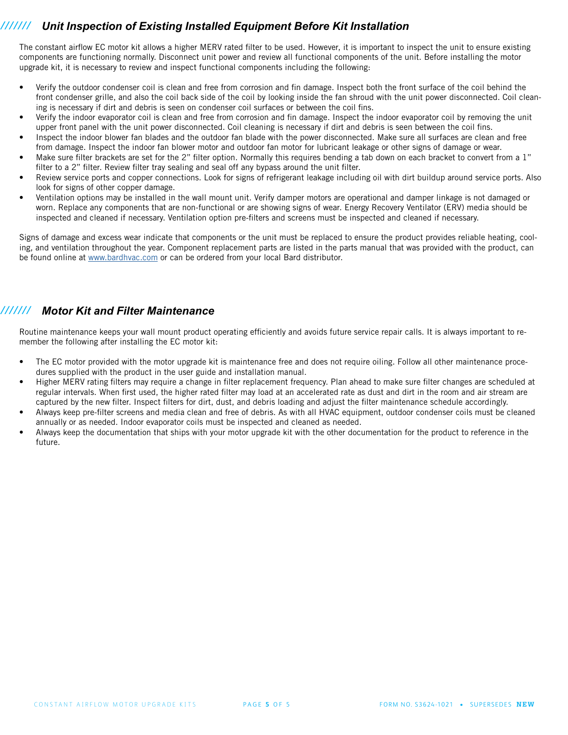## Unit Inspection of Existing Installed Equipment Before Kit Installation

The constant airflow EC motor kit allows a higher MERV rated filter to be used. However, it is important to inspect the unit to ensure existing components are functioning normally. Disconnect unit power and review all functional components of the unit. Before installing the motor upgrade kit, it is necessary to review and inspect functional components including the following:

- Verify the outdoor condenser coil is clean and free from corrosion and fin damage. Inspect both the front surface of the coil behind the front condenser grille, and also the coil back side of the coil by looking inside the fan shroud with the unit power disconnected. Coil cleaning is necessary if dirt and debris is seen on condenser coil surfaces or between the coil fins.
- Verify the indoor evaporator coil is clean and free from corrosion and fin damage. Inspect the indoor evaporator coil by removing the unit upper front panel with the unit power disconnected. Coil cleaning is necessary if dirt and debris is seen between the coil fins.
- Inspect the indoor blower fan blades and the outdoor fan blade with the power disconnected. Make sure all surfaces are clean and free from damage. Inspect the indoor fan blower motor and outdoor fan motor for lubricant leakage or other signs of damage or wear.
- Make sure filter brackets are set for the 2" filter option. Normally this requires bending a tab down on each bracket to convert from a 1" filter to a 2" filter. Review filter tray sealing and seal off any bypass around the unit filter.
- Review service ports and copper connections. Look for signs of refrigerant leakage including oil with dirt buildup around service ports. Also look for signs of other copper damage.
- Ventilation options may be installed in the wall mount unit. Verify damper motors are operational and damper linkage is not damaged or worn. Replace any components that are non-functional or are showing signs of wear. Energy Recovery Ventilator (ERV) media should be inspected and cleaned if necessary. Ventilation option pre-filters and screens must be inspected and cleaned if necessary.

Signs of damage and excess wear indicate that components or the unit must be replaced to ensure the product provides reliable heating, cooling, and ventilation throughout the year. Component replacement parts are listed in the parts manual that was provided with the product, can be found online at www.bardhvac.com or can be ordered from your local Bard distributor.

## Motor Kit and Filter Maintenance

Routine maintenance keeps your wall mount product operating efficiently and avoids future service repair calls. It is always important to remember the following after installing the EC motor kit:

- The EC motor provided with the motor upgrade kit is maintenance free and does not require oiling. Follow all other maintenance procedures supplied with the product in the user guide and installation manual.
- Higher MERV rating filters may require a change in filter replacement frequency. Plan ahead to make sure filter changes are scheduled at regular intervals. When first used, the higher rated filter may load at an accelerated rate as dust and dirt in the room and air stream are captured by the new filter. Inspect filters for dirt, dust, and debris loading and adjust the filter maintenance schedule accordingly.
- Always keep pre-filter screens and media clean and free of debris. As with all HVAC equipment, outdoor condenser coils must be cleaned annually or as needed. Indoor evaporator coils must be inspected and cleaned as needed.
- Always keep the documentation that ships with your motor upgrade kit with the other documentation for the product to reference in the future.